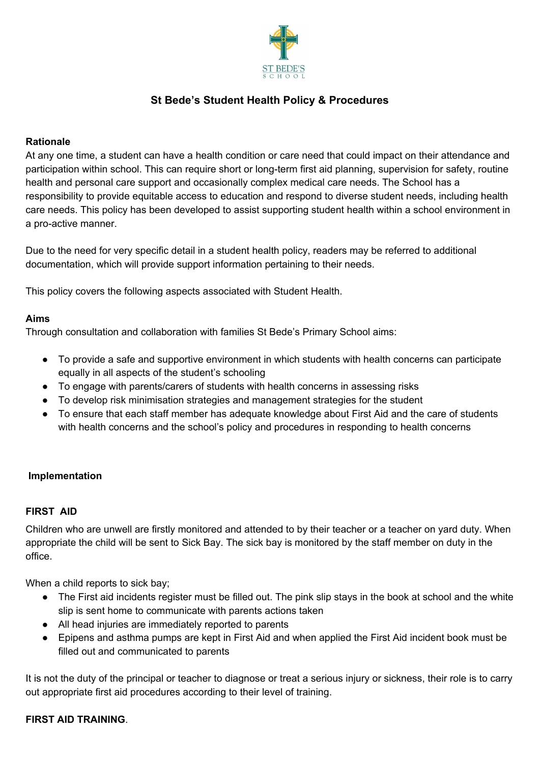# St Bede's Student Health Policy & Procedures

**Rationale**

At any one time, a student can have a health condition or care need that could impact on their attendance and participation within school. This can require short or long-term first aid planning, supervision for safety, routine health and personal care support and occasionally complex medical care needs. The School has a responsibility to provide equitable access to education and respond to diverse student needs, including health care needs. This policy has been developed to assist supporting student health within a school environment in a pro-active manner.

Due to the need for very specific detail in a student health policy, readers may be referred to additional documentation, which will provide support information pertaining to their needs.

This policy covers the following aspects associated with Student Health.

**Aims**

Through consultation and collaboration with families St Bede's Primary School aims:

- To provide a safe and supportive environment in which students with health concerns can participate equally in all aspects of the student's schooling
- To engage with parents/carers of students with health concerns in assessing risks
- To develop risk minimisation strategies and management strategies for the student
- To ensure that each staff member has adequate knowledge about First Aid and the care of students with health concerns and the school's policy and procedures in responding to health concerns

**Implementation**

**FIRST AID**

Children who are unwell are firstly monitored and attended to by their teacher or a teacher on yard duty. When appropriate the child will be sent to Sick Bay. The sick bay is monitored by the staff member on duty in the office.

When a child reports to sick bay;

- The First aid incidents register must be filled out. The pink slip stays in the book at school and the white slip is sent home to communicate with parents actions taken
- All head injuries are immediately reported to parents
- Epipens and asthma pumps are kept in First Aid and when applied the First Aid incident book must be filled out and communicated to parents

It is not the duty of the principal or teacher to diagnose or treat a serious injury or sickness, their role is to carry out appropriate first aid procedures according to their level of training.

**FIRST AID TRAINING**.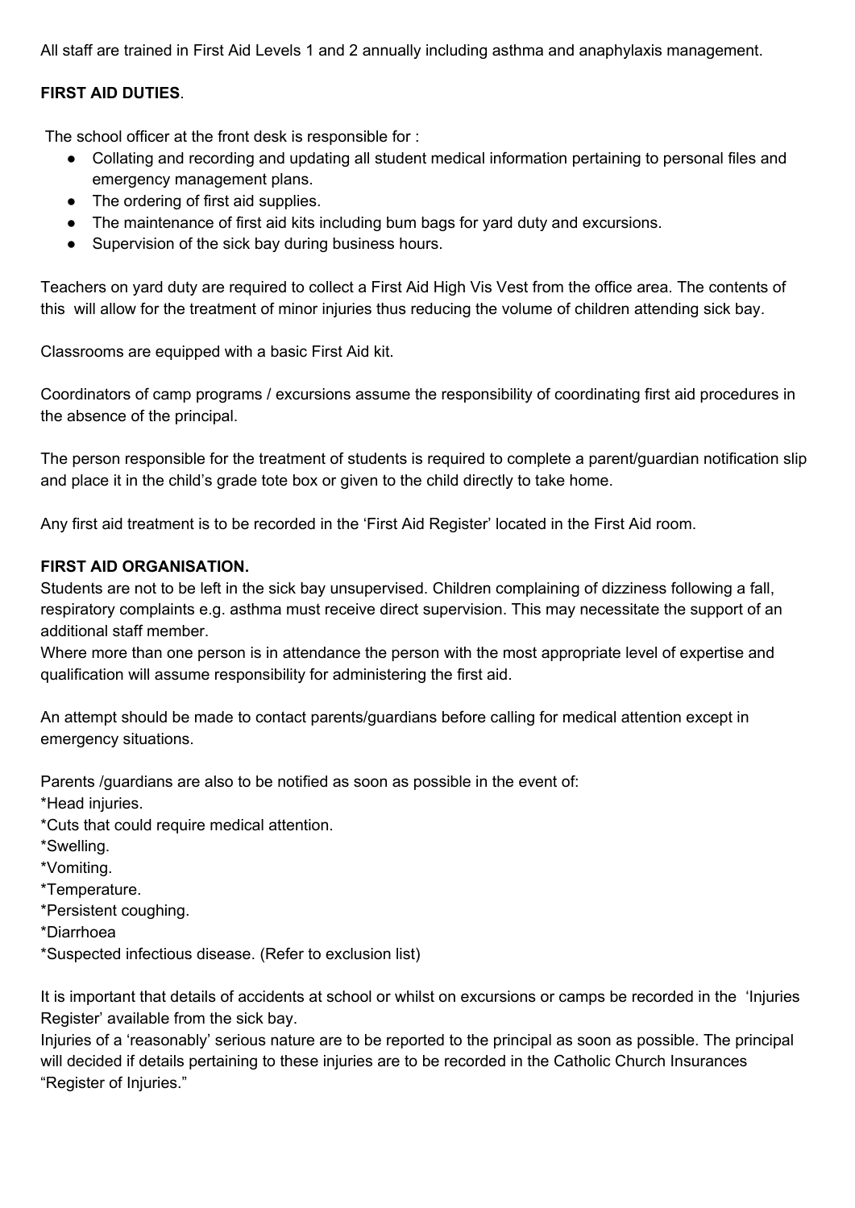All staff are trained in First Aid Levels 1 and 2 annually including asthma and anaphylaxis management.

**FIRST AID DUTIES**.

The school officer at the front desk is responsible for :

- Collating and recording and updating all student medical information pertaining to personal files and emergency management plans.
- The ordering of first aid supplies.
- The maintenance of first aid kits including bum bags for yard duty and excursions.
- Supervision of the sick bay during business hours.

Teachers on yard duty are required to collect a First Aid High Vis Vest from the office area. The contents of this will allow for the treatment of minor injuries thus reducing the volume of children attending sick bay.

Classrooms are equipped with a basic First Aid kit.

Coordinators of camp programs / excursions assume the responsibility of coordinating first aid procedures in the absence of the principal.

The person responsible for the treatment of students is required to complete a parent/guardian notification slip and place it in the child's grade tote box or given to the child directly to take home.

Any first aid treatment is to be recorded in the 'First Aid Register' located in the First Aid room.

**FIRST AID ORGANISATION.**

Students are not to be left in the sick bay unsupervised. Children complaining of dizziness following a fall, respiratory complaints e.g. asthma must receive direct supervision. This may necessitate the support of an additional staff member.

Where more than one person is in attendance the person with the most appropriate level of expertise and qualification will assume responsibility for administering the first aid.

An attempt should be made to contact parents/guardians before calling for medical attention except in emergency situations.

Parents /guardians are also to be notified as soon as possible in the event of:

*Head injuries.

*Cuts that could require medical attention.

*Swelling.

*Vomiting.

*Temperature.

*Persistent coughing.

*Diarrhoea

*Suspected infectious disease. (Refer to exclusion list)

It is important that details of accidents at school or whilst on excursions or camps be recorded in the 'Injuries Register' available from the sick bay.

Injuries of a 'reasonably' serious nature are to be reported to the principal as soon as possible. The principal will decided if details pertaining to these injuries are to be recorded in the Catholic Church Insurances "Register of Injuries."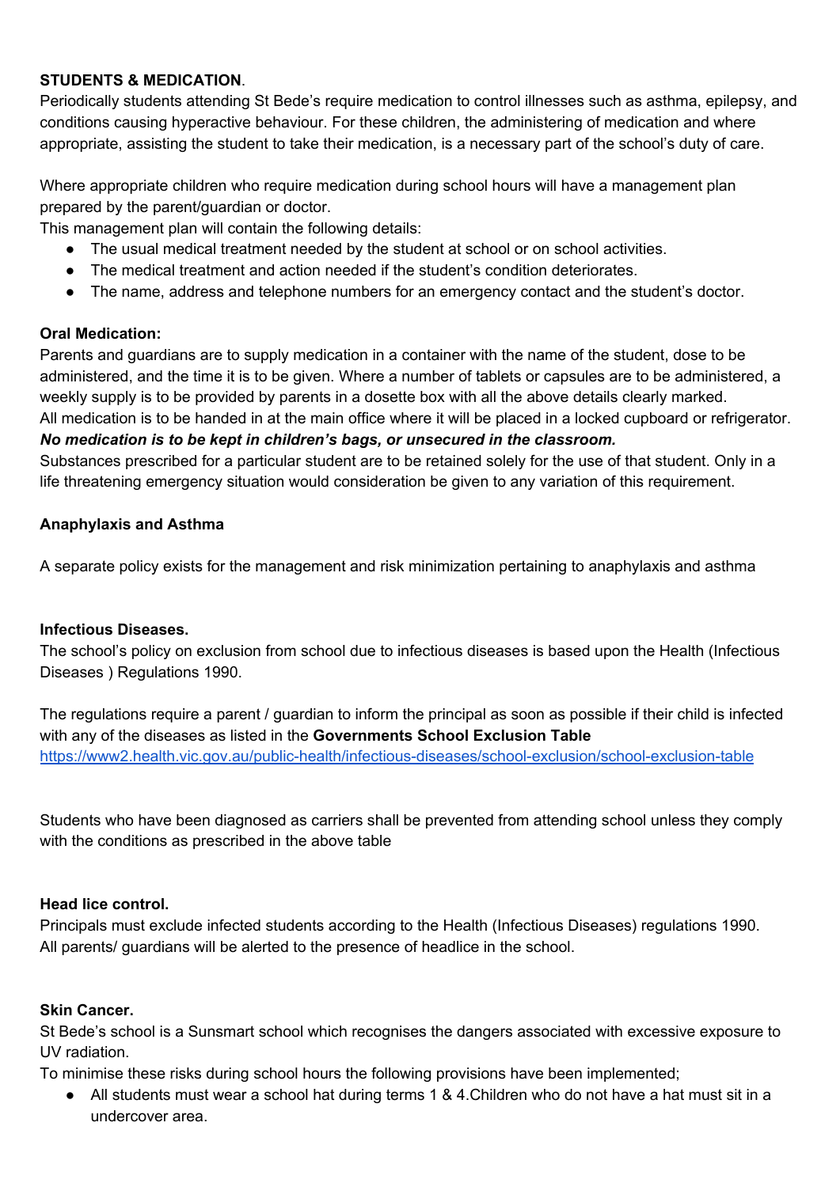**STUDENTS & MEDICATION**.

Periodically students attending St Bede's require medication to control illnesses such as asthma, epilepsy, and conditions causing hyperactive behaviour. For these children, the administering of medication and where appropriate, assisting the student to take their medication, is a necessary part of the school's duty of care.

Where appropriate children who require medication during school hours will have a management plan prepared by the parent/guardian or doctor.

This management plan will contain the following details:

- The usual medical treatment needed by the student at school or on school activities.
- The medical treatment and action needed if the student's condition deteriorates.
- The name, address and telephone numbers for an emergency contact and the student's doctor.

**Oral Medication:**

Parents and guardians are to supply medication in a container with the name of the student, dose to be administered, and the time it is to be given. Where a number of tablets or capsules are to be administered, a weekly supply is to be provided by parents in a dosette box with all the above details clearly marked.

All medication is to be handed in at the main office where it will be placed in a locked cupboard or refrigerator.

***No medication is to be kept in children's bags, or unsecured in the classroom.***

Substances prescribed for a particular student are to be retained solely for the use of that student. Only in a life threatening emergency situation would consideration be given to any variation of this requirement.

**Anaphylaxis and Asthma**

A separate policy exists for the management and risk minimization pertaining to anaphylaxis and asthma

**Infectious Diseases.**

The school's policy on exclusion from school due to infectious diseases is based upon the Health (Infectious Diseases ) Regulations 1990.

The regulations require a parent / guardian to inform the principal as soon as possible if their child is infected with any of the diseases as listed in the **Governments School Exclusion Table** https://www2.health.vic.gov.au/public-health/infectious-diseases/school-exclusion/school-exclusion-table

Students who have been diagnosed as carriers shall be prevented from attending school unless they comply with the conditions as prescribed in the above table

**Head lice control.**

Principals must exclude infected students according to the Health (Infectious Diseases) regulations 1990.

All parents/ guardians will be alerted to the presence of headlice in the school.

**Skin Cancer.**

St Bede's school is a Sunsmart school which recognises the dangers associated with excessive exposure to UV radiation.

To minimise these risks during school hours the following provisions have been implemented;

- All students must wear a school hat during terms 1 & 4.Children who do not have a hat must sit in a undercover area.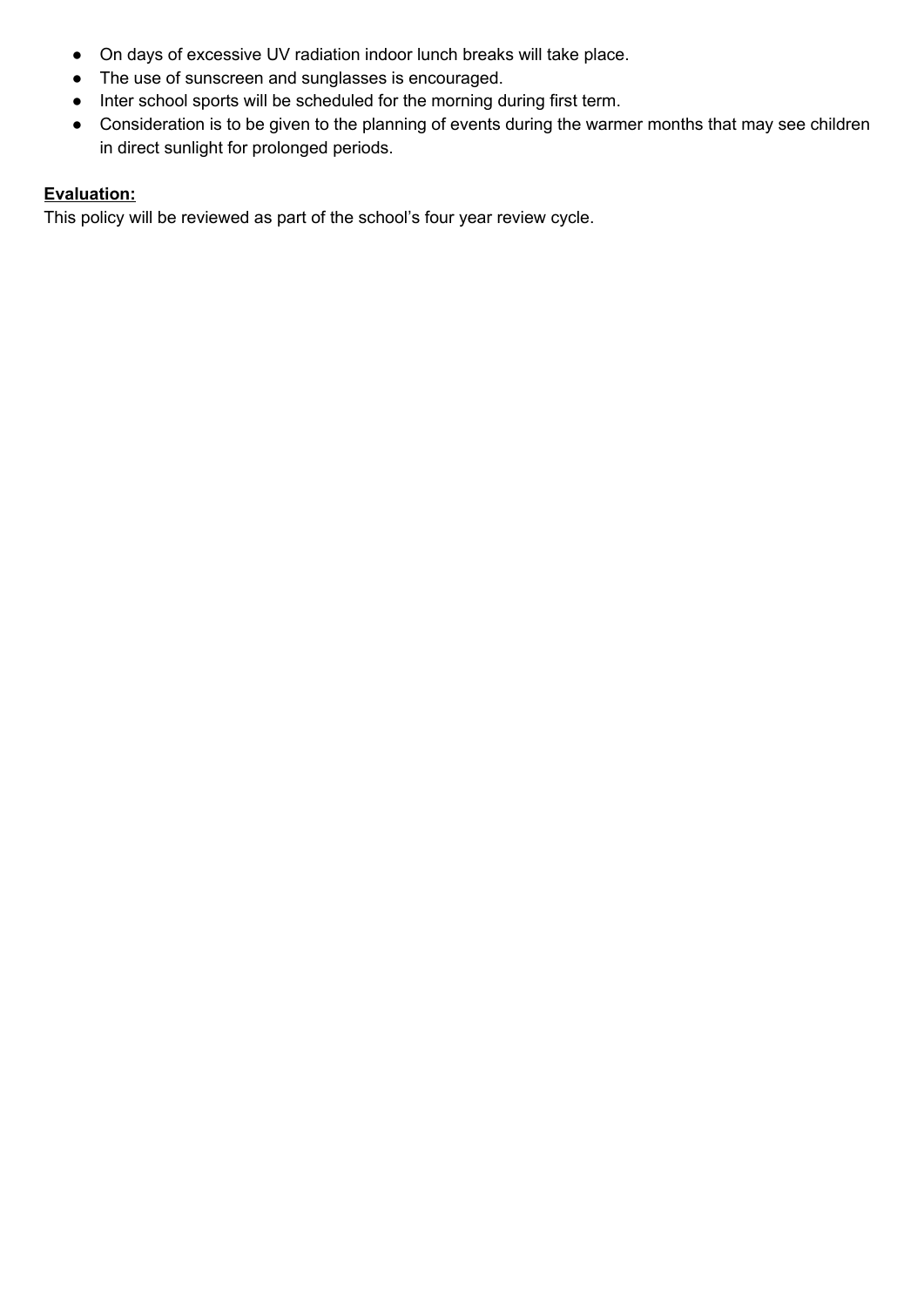- On days of excessive UV radiation indoor lunch breaks will take place.
- The use of sunscreen and sunglasses is encouraged.
- Inter school sports will be scheduled for the morning during first term.
- Consideration is to be given to the planning of events during the warmer months that may see children in direct sunlight for prolonged periods.

**Evaluation:**

This policy will be reviewed as part of the school's four year review cycle.